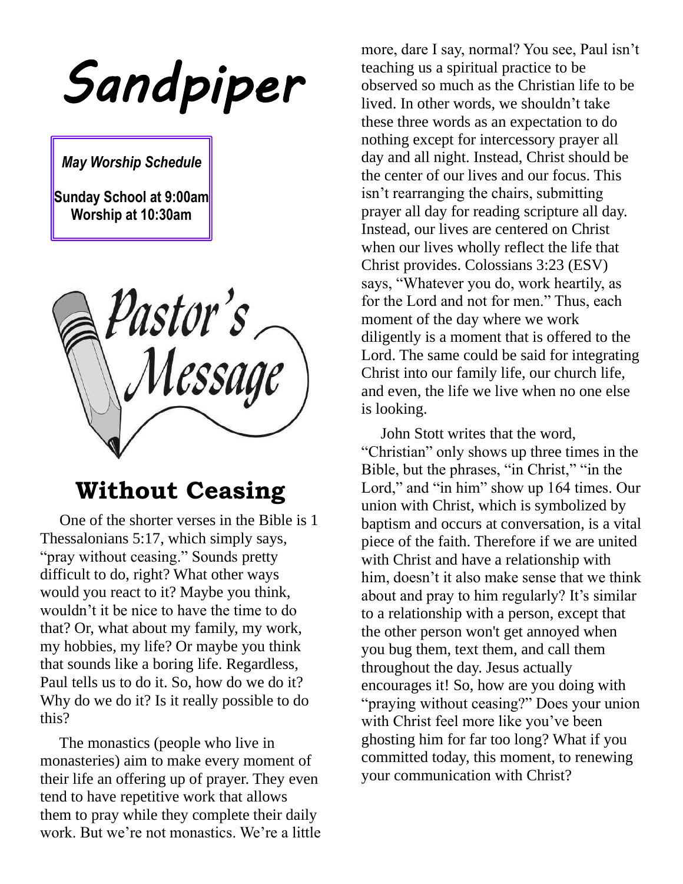# Sandpiper

*May Worship Schedule*

**Sunday School at 9:00am**
**Worship at 10:30am**

Pastor's Message

## Without Ceasing

One of the shorter verses in the Bible is 1 Thessalonians 5:17, which simply says, "pray without ceasing." Sounds pretty difficult to do, right? What other ways would you react to it? Maybe you think, wouldn't it be nice to have the time to do that? Or, what about my family, my work, my hobbies, my life? Or maybe you think that sounds like a boring life. Regardless, Paul tells us to do it. So, how do we do it? Why do we do it? Is it really possible to do this?

The monastics (people who live in monasteries) aim to make every moment of their life an offering up of prayer. They even tend to have repetitive work that allows them to pray while they complete their daily work. But we're not monastics. We're a little more, dare I say, normal? You see, Paul isn't teaching us a spiritual practice to be observed so much as the Christian life to be lived. In other words, we shouldn't take these three words as an expectation to do nothing except for intercessory prayer all day and all night. Instead, Christ should be the center of our lives and our focus. This isn't rearranging the chairs, submitting prayer all day for reading scripture all day. Instead, our lives are centered on Christ when our lives wholly reflect the life that Christ provides. Colossians 3:23 (ESV) says, "Whatever you do, work heartily, as for the Lord and not for men." Thus, each moment of the day where we work diligently is a moment that is offered to the Lord. The same could be said for integrating Christ into our family life, our church life, and even, the life we live when no one else is looking.

John Stott writes that the word, "Christian" only shows up three times in the Bible, but the phrases, "in Christ," "in the Lord," and "in him" show up 164 times. Our union with Christ, which is symbolized by baptism and occurs at conversation, is a vital piece of the faith. Therefore if we are united with Christ and have a relationship with him, doesn't it also make sense that we think about and pray to him regularly? It's similar to a relationship with a person, except that the other person won't get annoyed when you bug them, text them, and call them throughout the day. Jesus actually encourages it! So, how are you doing with "praying without ceasing?" Does your union with Christ feel more like you've been ghosting him for far too long? What if you committed today, this moment, to renewing your communication with Christ?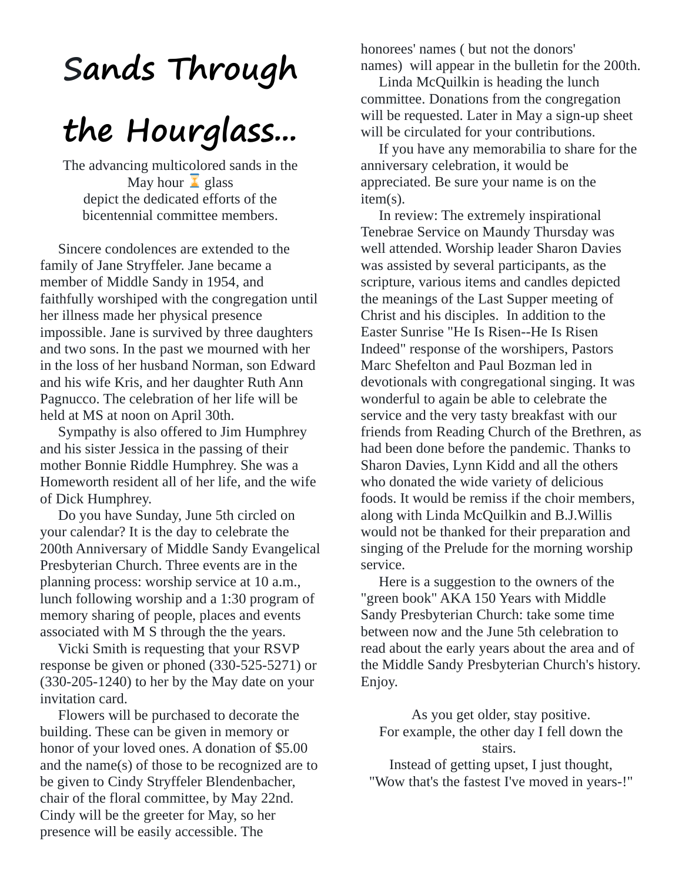# Sands Through the Hourglass...

The advancing multicolored sands in the May hour ⏳ glass
depict the dedicated efforts of the bicentennial committee members.

Sincere condolences are extended to the family of Jane Stryffeler. Jane became a member of Middle Sandy in 1954, and faithfully worshiped with the congregation until her illness made her physical presence impossible. Jane is survived by three daughters and two sons. In the past we mourned with her in the loss of her husband Norman, son Edward and his wife Kris, and her daughter Ruth Ann Pagnucco. The celebration of her life will be held at MS at noon on April 30th.

Sympathy is also offered to Jim Humphrey and his sister Jessica in the passing of their mother Bonnie Riddle Humphrey. She was a Homeworth resident all of her life, and the wife of Dick Humphrey.

Do you have Sunday, June 5th circled on your calendar? It is the day to celebrate the 200th Anniversary of Middle Sandy Evangelical Presbyterian Church. Three events are in the planning process: worship service at 10 a.m., lunch following worship and a 1:30 program of memory sharing of people, places and events associated with M S through the the years.

Vicki Smith is requesting that your RSVP response be given or phoned (330-525-5271) or (330-205-1240) to her by the May date on your invitation card.

Flowers will be purchased to decorate the building. These can be given in memory or honor of your loved ones. A donation of $5.00 and the name(s) of those to be recognized are to be given to Cindy Stryffeler Blendenbacher, chair of the floral committee, by May 22nd. Cindy will be the greeter for May, so her presence will be easily accessible. The honorees' names ( but not the donors' names) will appear in the bulletin for the 200th.

Linda McQuilkin is heading the lunch committee. Donations from the congregation will be requested. Later in May a sign-up sheet will be circulated for your contributions.

If you have any memorabilia to share for the anniversary celebration, it would be appreciated. Be sure your name is on the item(s).

In review: The extremely inspirational Tenebrae Service on Maundy Thursday was well attended. Worship leader Sharon Davies was assisted by several participants, as the scripture, various items and candles depicted the meanings of the Last Supper meeting of Christ and his disciples. In addition to the Easter Sunrise "He Is Risen--He Is Risen Indeed" response of the worshipers, Pastors Marc Shefelton and Paul Bozman led in devotionals with congregational singing. It was wonderful to again be able to celebrate the service and the very tasty breakfast with our friends from Reading Church of the Brethren, as had been done before the pandemic. Thanks to Sharon Davies, Lynn Kidd and all the others who donated the wide variety of delicious foods. It would be remiss if the choir members, along with Linda McQuilkin and B.J.Willis would not be thanked for their preparation and singing of the Prelude for the morning worship service.

Here is a suggestion to the owners of the "green book" AKA 150 Years with Middle Sandy Presbyterian Church: take some time between now and the June 5th celebration to read about the early years about the area and of the Middle Sandy Presbyterian Church's history. Enjoy.

As you get older, stay positive.
For example, the other day I fell down the stairs.
Instead of getting upset, I just thought,
"Wow that's the fastest I've moved in years-!"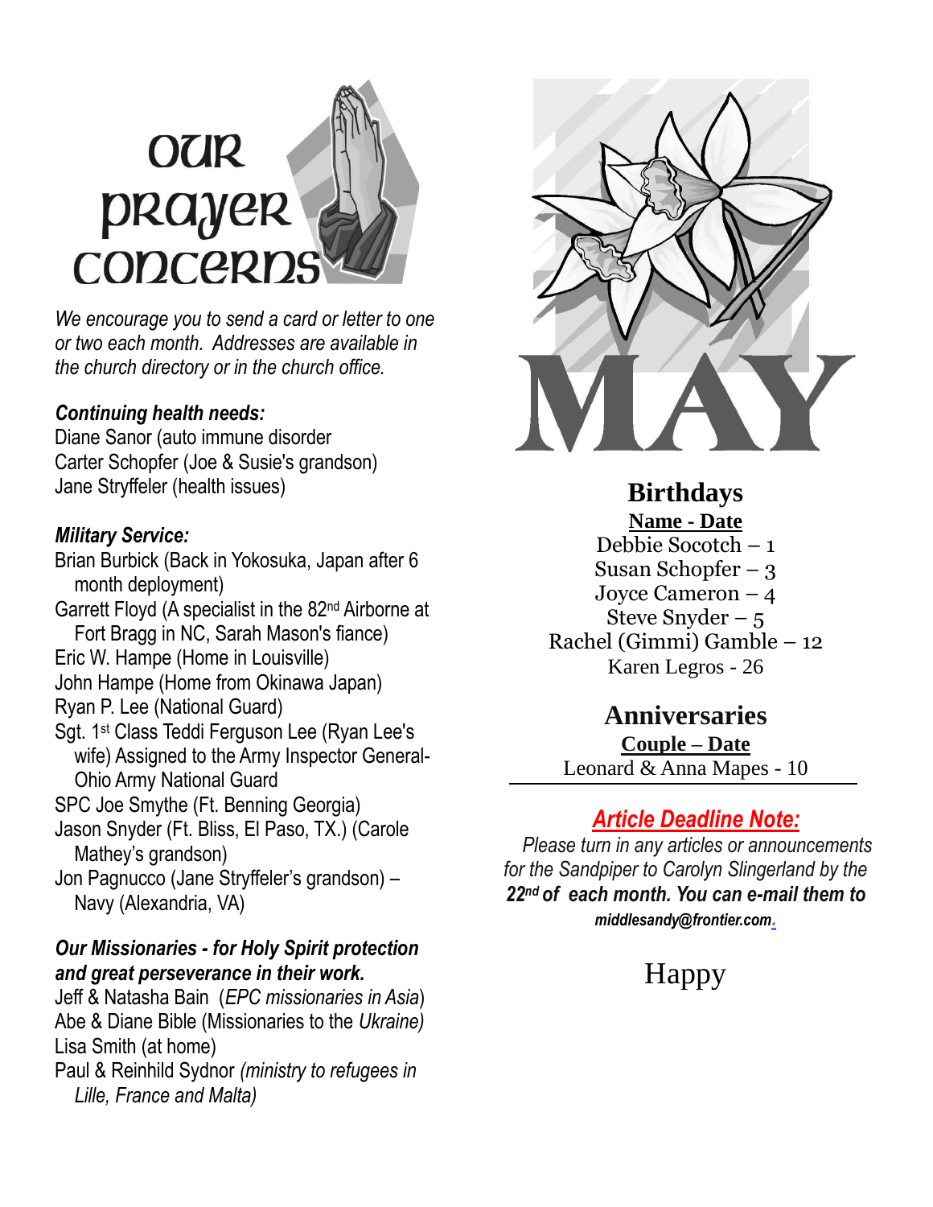# Our Prayer Concerns

*We encourage you to send a card or letter to one or two each month. Addresses are available in the church directory or in the church office.*

***Continuing health needs:***

Diane Sanor (auto immune disorder
Carter Schopfer (Joe & Susie's grandson)
Jane Stryffeler (health issues)

***Military Service:***

Brian Burbick (Back in Yokosuka, Japan after 6 month deployment)
Garrett Floyd (A specialist in the 82nd Airborne at Fort Bragg in NC, Sarah Mason's fiance)
Eric W. Hampe (Home in Louisville)
John Hampe (Home from Okinawa Japan)
Ryan P. Lee (National Guard)
Sgt. 1st Class Teddi Ferguson Lee (Ryan Lee's wife) Assigned to the Army Inspector General-Ohio Army National Guard
SPC Joe Smythe (Ft. Benning Georgia)
Jason Snyder (Ft. Bliss, El Paso, TX.) (Carole Mathey's grandson)
Jon Pagnucco (Jane Stryffeler's grandson) – Navy (Alexandria, VA)

***Our Missionaries - for Holy Spirit protection and great perseverance in their work.***

Jeff & Natasha Bain (*EPC missionaries in Asia*)
Abe & Diane Bible (Missionaries to the *Ukraine)*
Lisa Smith (at home)
Paul & Reinhild Sydnor *(ministry to refugees in Lille, France and Malta)*

# MAY

## Birthdays

**Name - Date**

Debbie Socotch – 1
Susan Schopfer – 3
Joyce Cameron – 4
Steve Snyder – 5
Rachel (Gimmi) Gamble – 12
Karen Legros - 26

## Anniversaries

**Couple – Date**

Leonard & Anna Mapes - 10

---

## ***Article Deadline Note:***

*Please turn in any articles or announcements for the Sandpiper to Carolyn Slingerland by the **22nd of each month. You can e-mail them to middlesandy@frontier.com.***

Happy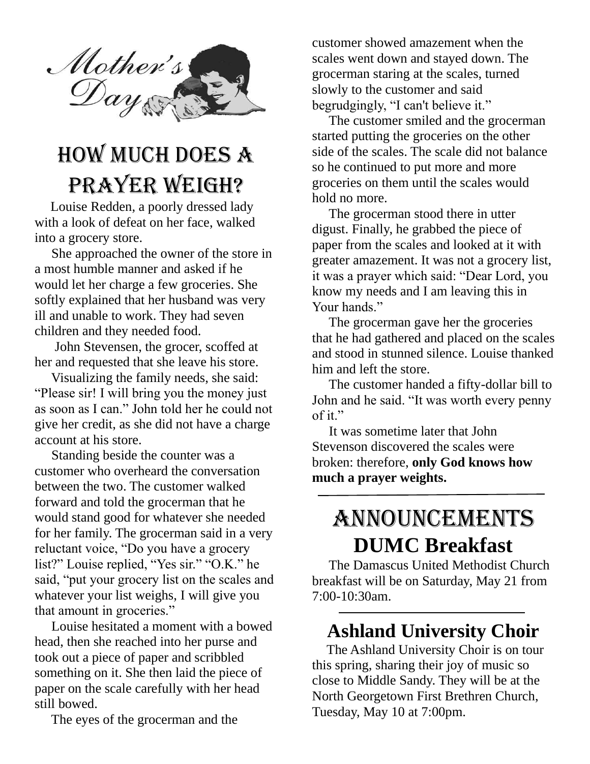Mother's Day

# How Much Does a Prayer Weigh?

Louise Redden, a poorly dressed lady with a look of defeat on her face, walked into a grocery store.

She approached the owner of the store in a most humble manner and asked if he would let her charge a few groceries. She softly explained that her husband was very ill and unable to work. They had seven children and they needed food.

John Stevensen, the grocer, scoffed at her and requested that she leave his store.

Visualizing the family needs, she said: "Please sir! I will bring you the money just as soon as I can." John told her he could not give her credit, as she did not have a charge account at his store.

Standing beside the counter was a customer who overheard the conversation between the two. The customer walked forward and told the grocerman that he would stand good for whatever she needed for her family. The grocerman said in a very reluctant voice, "Do you have a grocery list?" Louise replied, "Yes sir." "O.K." he said, "put your grocery list on the scales and whatever your list weighs, I will give you that amount in groceries."

Louise hesitated a moment with a bowed head, then she reached into her purse and took out a piece of paper and scribbled something on it. She then laid the piece of paper on the scale carefully with her head still bowed.

The eyes of the grocerman and the customer showed amazement when the scales went down and stayed down. The grocerman staring at the scales, turned slowly to the customer and said begrudgingly, "I can't believe it."

The customer smiled and the grocerman started putting the groceries on the other side of the scales. The scale did not balance so he continued to put more and more groceries on them until the scales would hold no more.

The grocerman stood there in utter digust. Finally, he grabbed the piece of paper from the scales and looked at it with greater amazement. It was not a grocery list, it was a prayer which said: "Dear Lord, you know my needs and I am leaving this in Your hands."

The grocerman gave her the groceries that he had gathered and placed on the scales and stood in stunned silence. Louise thanked him and left the store.

The customer handed a fifty-dollar bill to John and he said. "It was worth every penny of it."

It was sometime later that John Stevenson discovered the scales were broken: therefore, **only God knows how much a prayer weights.**

---

# Announcements

## DUMC Breakfast

The Damascus United Methodist Church breakfast will be on Saturday, May 21 from 7:00-10:30am.

---

## Ashland University Choir

The Ashland University Choir is on tour this spring, sharing their joy of music so close to Middle Sandy. They will be at the North Georgetown First Brethren Church, Tuesday, May 10 at 7:00pm.